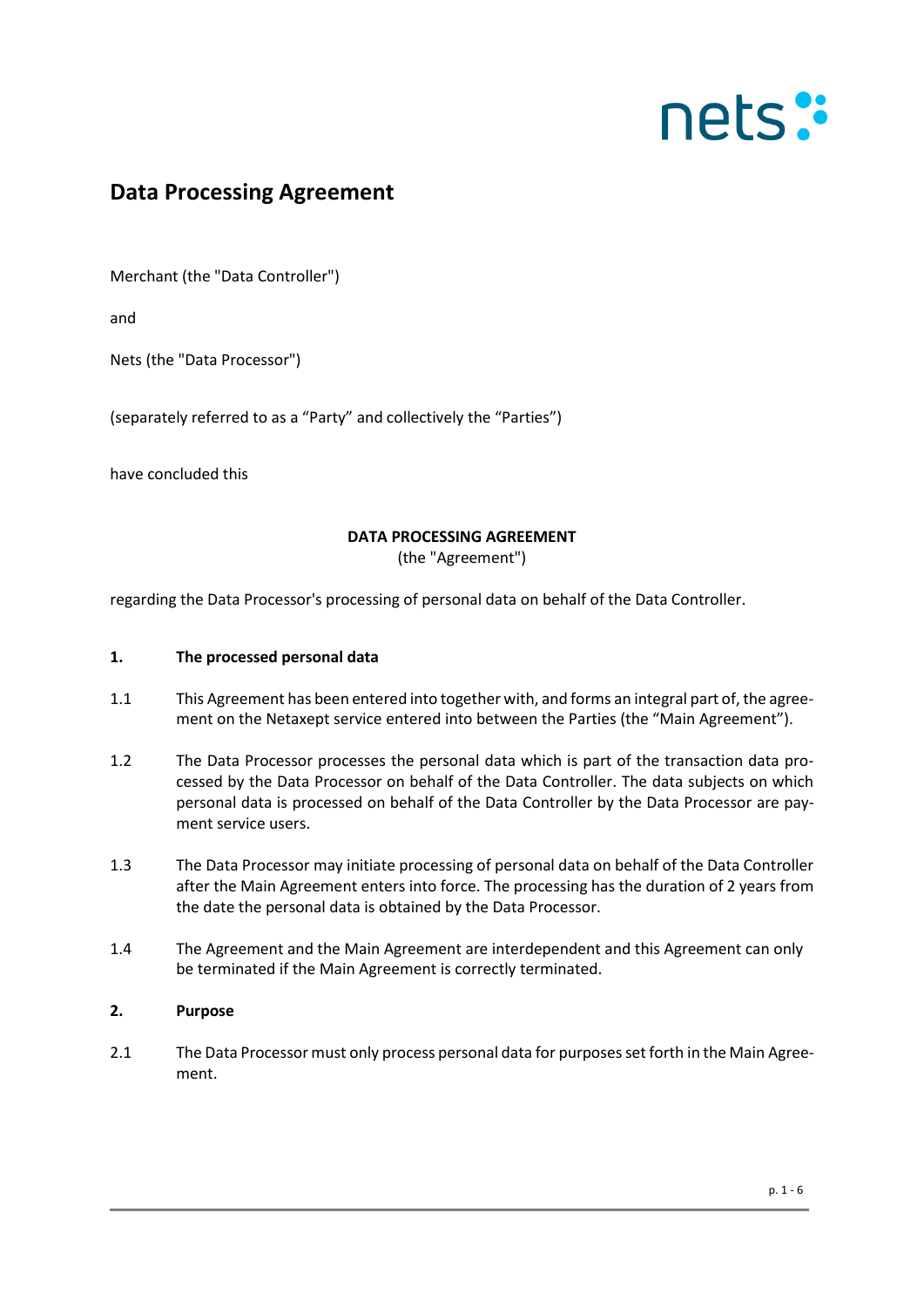# Data Processing Agreement

Merchant (the "Data Controller")

and

Nets (the "Data Processor")

(separately referred to as a “Party” and collectively the “Parties”)

have concluded this

**DATA PROCESSING AGREEMENT**
(the "Agreement")

regarding the Data Processor's processing of personal data on behalf of the Data Controller.

**1. The processed personal data**

1.1 This Agreement has been entered into together with, and forms an integral part of, the agreement on the Netaxept service entered into between the Parties (the “Main Agreement”).

1.2 The Data Processor processes the personal data which is part of the transaction data processed by the Data Processor on behalf of the Data Controller. The data subjects on which personal data is processed on behalf of the Data Controller by the Data Processor are payment service users.

1.3 The Data Processor may initiate processing of personal data on behalf of the Data Controller after the Main Agreement enters into force. The processing has the duration of 2 years from the date the personal data is obtained by the Data Processor.

1.4 The Agreement and the Main Agreement are interdependent and this Agreement can only be terminated if the Main Agreement is correctly terminated.

**2. Purpose**

2.1 The Data Processor must only process personal data for purposes set forth in the Main Agreement.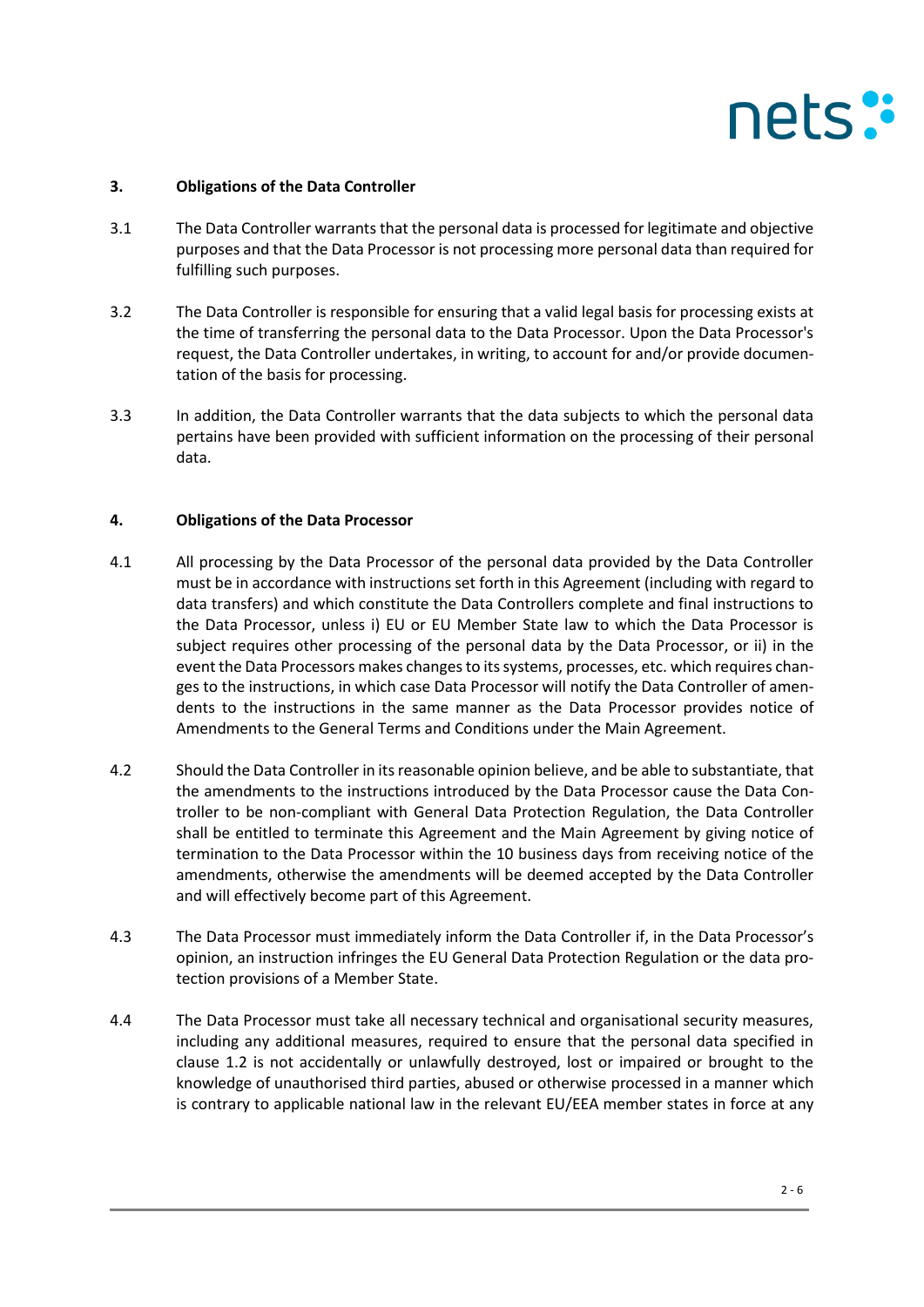## 3. Obligations of the Data Controller

3.1 The Data Controller warrants that the personal data is processed for legitimate and objective purposes and that the Data Processor is not processing more personal data than required for fulfilling such purposes.

3.2 The Data Controller is responsible for ensuring that a valid legal basis for processing exists at the time of transferring the personal data to the Data Processor. Upon the Data Processor's request, the Data Controller undertakes, in writing, to account for and/or provide documentation of the basis for processing.

3.3 In addition, the Data Controller warrants that the data subjects to which the personal data pertains have been provided with sufficient information on the processing of their personal data.

## 4. Obligations of the Data Processor

4.1 All processing by the Data Processor of the personal data provided by the Data Controller must be in accordance with instructions set forth in this Agreement (including with regard to data transfers) and which constitute the Data Controllers complete and final instructions to the Data Processor, unless i) EU or EU Member State law to which the Data Processor is subject requires other processing of the personal data by the Data Processor, or ii) in the event the Data Processors makes changes to its systems, processes, etc. which requires changes to the instructions, in which case Data Processor will notify the Data Controller of amendents to the instructions in the same manner as the Data Processor provides notice of Amendments to the General Terms and Conditions under the Main Agreement.

4.2 Should the Data Controller in its reasonable opinion believe, and be able to substantiate, that the amendments to the instructions introduced by the Data Processor cause the Data Controller to be non-compliant with General Data Protection Regulation, the Data Controller shall be entitled to terminate this Agreement and the Main Agreement by giving notice of termination to the Data Processor within the 10 business days from receiving notice of the amendments, otherwise the amendments will be deemed accepted by the Data Controller and will effectively become part of this Agreement.

4.3 The Data Processor must immediately inform the Data Controller if, in the Data Processor's opinion, an instruction infringes the EU General Data Protection Regulation or the data protection provisions of a Member State.

4.4 The Data Processor must take all necessary technical and organisational security measures, including any additional measures, required to ensure that the personal data specified in clause 1.2 is not accidentally or unlawfully destroyed, lost or impaired or brought to the knowledge of unauthorised third parties, abused or otherwise processed in a manner which is contrary to applicable national law in the relevant EU/EEA member states in force at any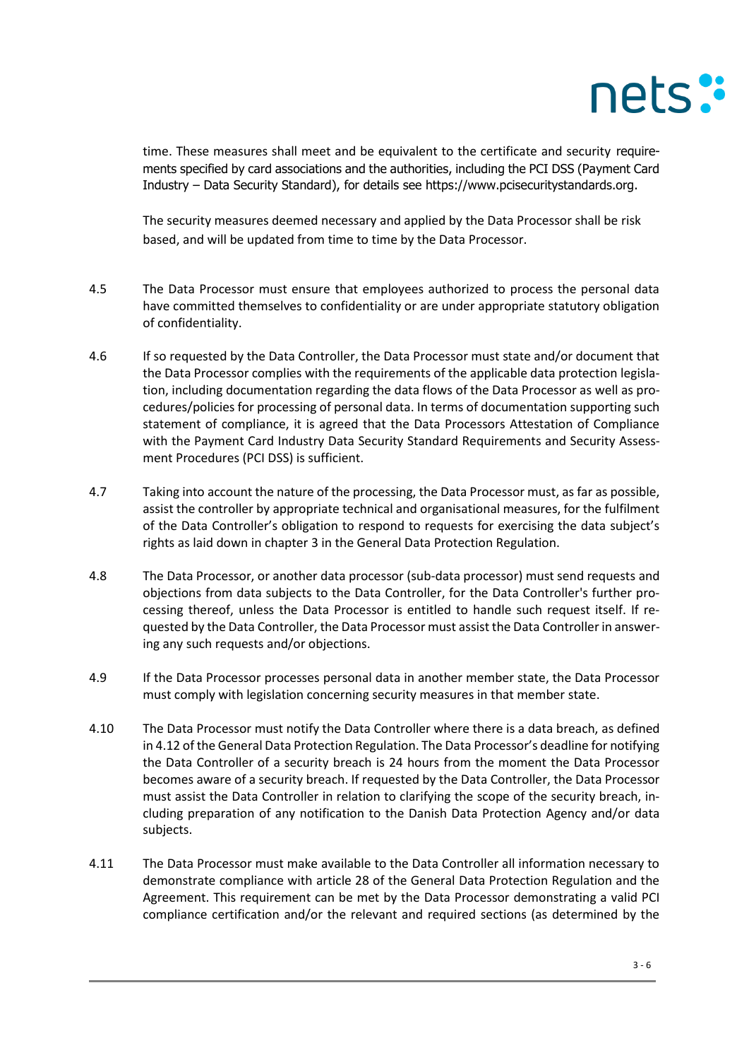time. These measures shall meet and be equivalent to the certificate and security requirements specified by card associations and the authorities, including the PCI DSS (Payment Card Industry – Data Security Standard), for details see https://www.pcisecuritystandards.org.

The security measures deemed necessary and applied by the Data Processor shall be risk based, and will be updated from time to time by the Data Processor.

4.5 The Data Processor must ensure that employees authorized to process the personal data have committed themselves to confidentiality or are under appropriate statutory obligation of confidentiality.

4.6 If so requested by the Data Controller, the Data Processor must state and/or document that the Data Processor complies with the requirements of the applicable data protection legislation, including documentation regarding the data flows of the Data Processor as well as procedures/policies for processing of personal data. In terms of documentation supporting such statement of compliance, it is agreed that the Data Processors Attestation of Compliance with the Payment Card Industry Data Security Standard Requirements and Security Assessment Procedures (PCI DSS) is sufficient.

4.7 Taking into account the nature of the processing, the Data Processor must, as far as possible, assist the controller by appropriate technical and organisational measures, for the fulfilment of the Data Controller's obligation to respond to requests for exercising the data subject's rights as laid down in chapter 3 in the General Data Protection Regulation.

4.8 The Data Processor, or another data processor (sub-data processor) must send requests and objections from data subjects to the Data Controller, for the Data Controller's further processing thereof, unless the Data Processor is entitled to handle such request itself. If requested by the Data Controller, the Data Processor must assist the Data Controller in answering any such requests and/or objections.

4.9 If the Data Processor processes personal data in another member state, the Data Processor must comply with legislation concerning security measures in that member state.

4.10 The Data Processor must notify the Data Controller where there is a data breach, as defined in 4.12 of the General Data Protection Regulation. The Data Processor's deadline for notifying the Data Controller of a security breach is 24 hours from the moment the Data Processor becomes aware of a security breach. If requested by the Data Controller, the Data Processor must assist the Data Controller in relation to clarifying the scope of the security breach, including preparation of any notification to the Danish Data Protection Agency and/or data subjects.

4.11 The Data Processor must make available to the Data Controller all information necessary to demonstrate compliance with article 28 of the General Data Protection Regulation and the Agreement. This requirement can be met by the Data Processor demonstrating a valid PCI compliance certification and/or the relevant and required sections (as determined by the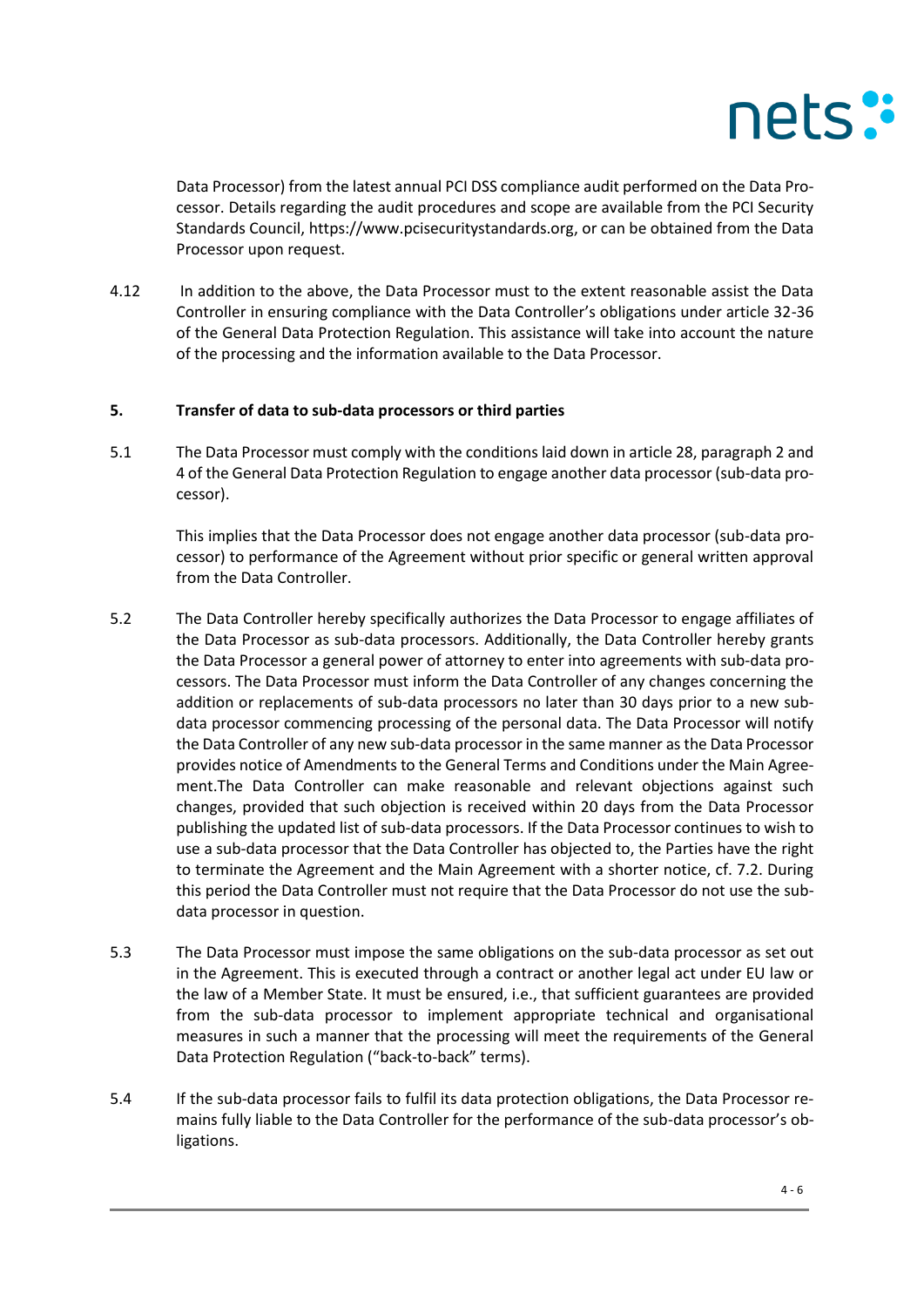Data Processor) from the latest annual PCI DSS compliance audit performed on the Data Processor. Details regarding the audit procedures and scope are available from the PCI Security Standards Council, https://www.pcisecuritystandards.org, or can be obtained from the Data Processor upon request.

4.12 In addition to the above, the Data Processor must to the extent reasonable assist the Data Controller in ensuring compliance with the Data Controller's obligations under article 32-36 of the General Data Protection Regulation. This assistance will take into account the nature of the processing and the information available to the Data Processor.

## 5. Transfer of data to sub-data processors or third parties

5.1 The Data Processor must comply with the conditions laid down in article 28, paragraph 2 and 4 of the General Data Protection Regulation to engage another data processor (sub-data processor).

This implies that the Data Processor does not engage another data processor (sub-data processor) to performance of the Agreement without prior specific or general written approval from the Data Controller.

5.2 The Data Controller hereby specifically authorizes the Data Processor to engage affiliates of the Data Processor as sub-data processors. Additionally, the Data Controller hereby grants the Data Processor a general power of attorney to enter into agreements with sub-data processors. The Data Processor must inform the Data Controller of any changes concerning the addition or replacements of sub-data processors no later than 30 days prior to a new sub-data processor commencing processing of the personal data. The Data Processor will notify the Data Controller of any new sub-data processor in the same manner as the Data Processor provides notice of Amendments to the General Terms and Conditions under the Main Agreement.The Data Controller can make reasonable and relevant objections against such changes, provided that such objection is received within 20 days from the Data Processor publishing the updated list of sub-data processors. If the Data Processor continues to wish to use a sub-data processor that the Data Controller has objected to, the Parties have the right to terminate the Agreement and the Main Agreement with a shorter notice, cf. 7.2. During this period the Data Controller must not require that the Data Processor do not use the sub-data processor in question.

5.3 The Data Processor must impose the same obligations on the sub-data processor as set out in the Agreement. This is executed through a contract or another legal act under EU law or the law of a Member State. It must be ensured, i.e., that sufficient guarantees are provided from the sub-data processor to implement appropriate technical and organisational measures in such a manner that the processing will meet the requirements of the General Data Protection Regulation ("back-to-back" terms).

5.4 If the sub-data processor fails to fulfil its data protection obligations, the Data Processor remains fully liable to the Data Controller for the performance of the sub-data processor's obligations.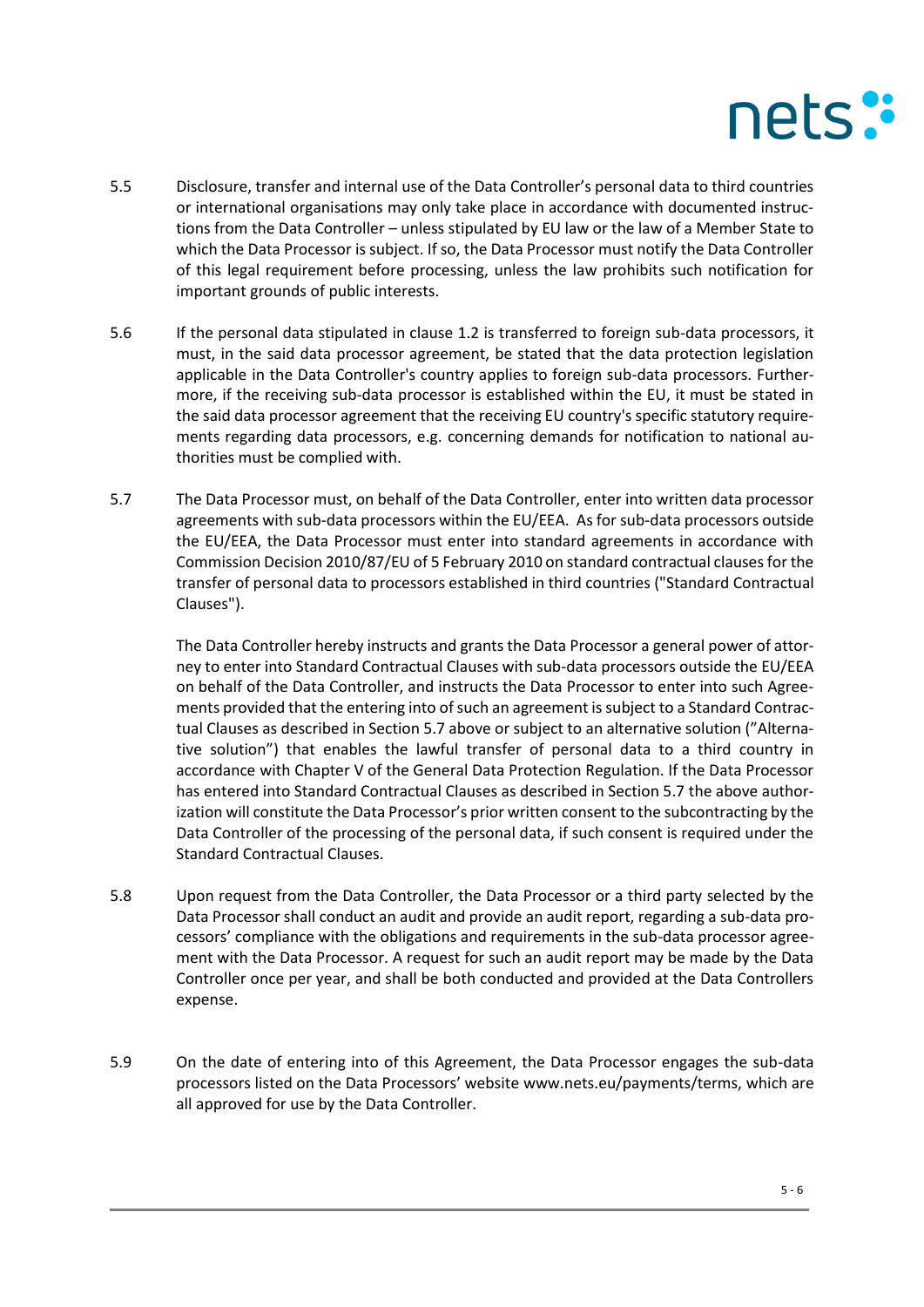5.5 Disclosure, transfer and internal use of the Data Controller's personal data to third countries or international organisations may only take place in accordance with documented instructions from the Data Controller – unless stipulated by EU law or the law of a Member State to which the Data Processor is subject. If so, the Data Processor must notify the Data Controller of this legal requirement before processing, unless the law prohibits such notification for important grounds of public interests.

5.6 If the personal data stipulated in clause 1.2 is transferred to foreign sub-data processors, it must, in the said data processor agreement, be stated that the data protection legislation applicable in the Data Controller's country applies to foreign sub-data processors. Furthermore, if the receiving sub-data processor is established within the EU, it must be stated in the said data processor agreement that the receiving EU country's specific statutory requirements regarding data processors, e.g. concerning demands for notification to national authorities must be complied with.

5.7 The Data Processor must, on behalf of the Data Controller, enter into written data processor agreements with sub-data processors within the EU/EEA. As for sub-data processors outside the EU/EEA, the Data Processor must enter into standard agreements in accordance with Commission Decision 2010/87/EU of 5 February 2010 on standard contractual clauses for the transfer of personal data to processors established in third countries ("Standard Contractual Clauses").

The Data Controller hereby instructs and grants the Data Processor a general power of attorney to enter into Standard Contractual Clauses with sub-data processors outside the EU/EEA on behalf of the Data Controller, and instructs the Data Processor to enter into such Agreements provided that the entering into of such an agreement is subject to a Standard Contractual Clauses as described in Section 5.7 above or subject to an alternative solution ("Alternative solution") that enables the lawful transfer of personal data to a third country in accordance with Chapter V of the General Data Protection Regulation. If the Data Processor has entered into Standard Contractual Clauses as described in Section 5.7 the above authorization will constitute the Data Processor's prior written consent to the subcontracting by the Data Controller of the processing of the personal data, if such consent is required under the Standard Contractual Clauses.

5.8 Upon request from the Data Controller, the Data Processor or a third party selected by the Data Processor shall conduct an audit and provide an audit report, regarding a sub-data processors' compliance with the obligations and requirements in the sub-data processor agreement with the Data Processor. A request for such an audit report may be made by the Data Controller once per year, and shall be both conducted and provided at the Data Controllers expense.

5.9 On the date of entering into of this Agreement, the Data Processor engages the sub-data processors listed on the Data Processors' website www.nets.eu/payments/terms, which are all approved for use by the Data Controller.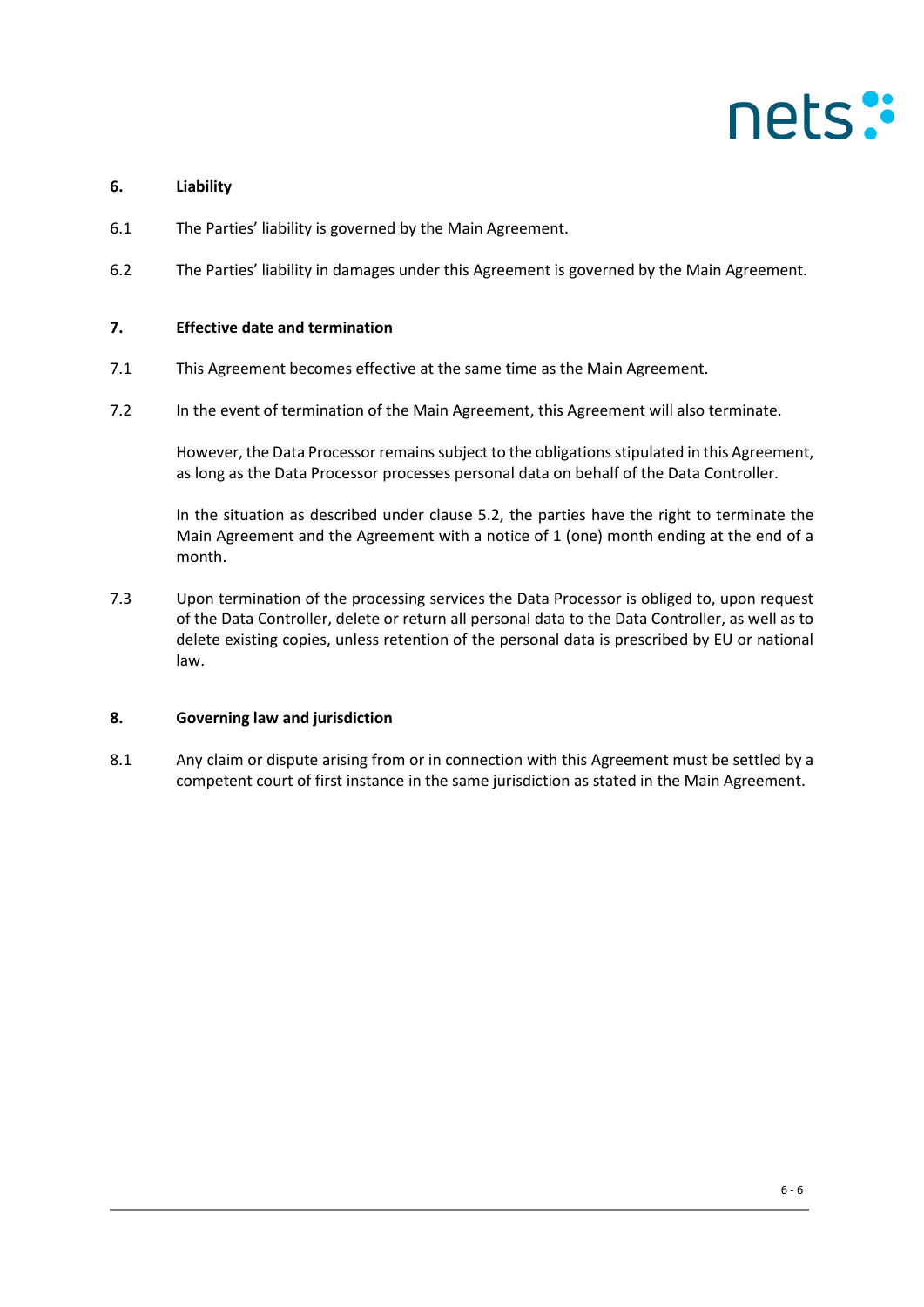## 6. Liability

6.1 The Parties' liability is governed by the Main Agreement.

6.2 The Parties' liability in damages under this Agreement is governed by the Main Agreement.

## 7. Effective date and termination

7.1 This Agreement becomes effective at the same time as the Main Agreement.

7.2 In the event of termination of the Main Agreement, this Agreement will also terminate.

However, the Data Processor remains subject to the obligations stipulated in this Agreement, as long as the Data Processor processes personal data on behalf of the Data Controller.

In the situation as described under clause 5.2, the parties have the right to terminate the Main Agreement and the Agreement with a notice of 1 (one) month ending at the end of a month.

7.3 Upon termination of the processing services the Data Processor is obliged to, upon request of the Data Controller, delete or return all personal data to the Data Controller, as well as to delete existing copies, unless retention of the personal data is prescribed by EU or national law.

## 8. Governing law and jurisdiction

8.1 Any claim or dispute arising from or in connection with this Agreement must be settled by a competent court of first instance in the same jurisdiction as stated in the Main Agreement.